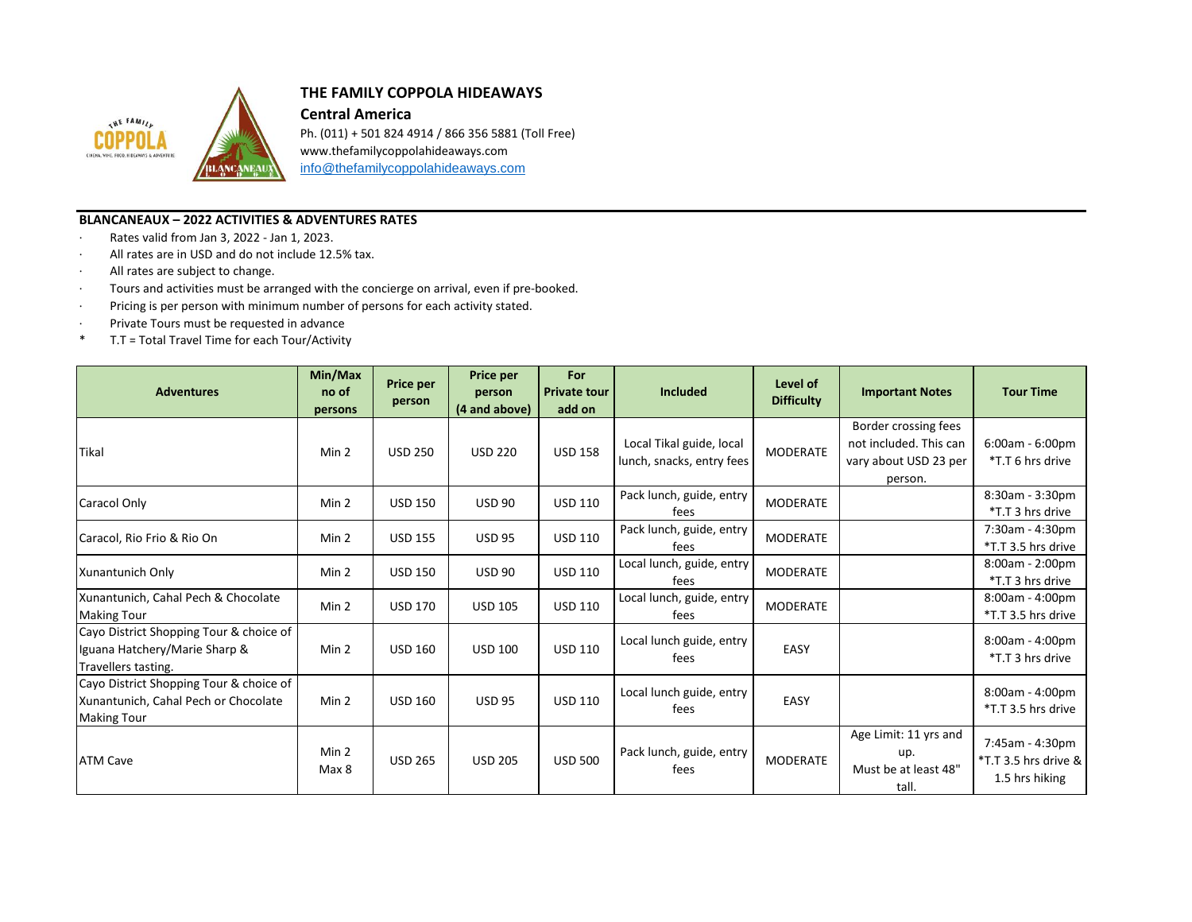# THE FAMILY COPPOLA HIDEAWAYS

**Central America**

Ph. (011) + 501 824 4914 / 866 356 5881 (Toll Free)
www.thefamilycoppolahideaways.com
info@thefamilycoppolahideaways.com

## BLANCANEAUX – 2022 ACTIVITIES & ADVENTURES RATES

- Rates valid from Jan 3, 2022 - Jan 1, 2023.
- All rates are in USD and do not include 12.5% tax.
- All rates are subject to change.
- Tours and activities must be arranged with the concierge on arrival, even if pre-booked.
- Pricing is per person with minimum number of persons for each activity stated.
- Private Tours must be requested in advance

\* T.T = Total Travel Time for each Tour/Activity

| Adventures | Min/Max no of persons | Price per person | Price per person (4 and above) | For Private tour add on | Included | Level of Difficulty | Important Notes | Tour Time |
|---|---|---|---|---|---|---|---|---|
| Tikal | Min 2 | USD 250 | USD 220 | USD 158 | Local Tikal guide, local lunch, snacks, entry fees | MODERATE | Border crossing fees not included. This can vary about USD 23 per person. | 6:00am - 6:00pm *T.T 6 hrs drive |
| Caracol Only | Min 2 | USD 150 | USD 90 | USD 110 | Pack lunch, guide, entry fees | MODERATE | | 8:30am - 3:30pm *T.T 3 hrs drive |
| Caracol, Rio Frio & Rio On | Min 2 | USD 155 | USD 95 | USD 110 | Pack lunch, guide, entry fees | MODERATE | | 7:30am - 4:30pm *T.T 3.5 hrs drive |
| Xunantunich Only | Min 2 | USD 150 | USD 90 | USD 110 | Local lunch, guide, entry fees | MODERATE | | 8:00am - 2:00pm *T.T 3 hrs drive |
| Xunantunich, Cahal Pech & Chocolate Making Tour | Min 2 | USD 170 | USD 105 | USD 110 | Local lunch, guide, entry fees | MODERATE | | 8:00am - 4:00pm *T.T 3.5 hrs drive |
| Cayo District Shopping Tour & choice of Iguana Hatchery/Marie Sharp & Travellers tasting. | Min 2 | USD 160 | USD 100 | USD 110 | Local lunch guide, entry fees | EASY | | 8:00am - 4:00pm *T.T 3 hrs drive |
| Cayo District Shopping Tour & choice of Xunantunich, Cahal Pech or Chocolate Making Tour | Min 2 | USD 160 | USD 95 | USD 110 | Local lunch guide, entry fees | EASY | | 8:00am - 4:00pm *T.T 3.5 hrs drive |
| ATM Cave | Min 2 Max 8 | USD 265 | USD 205 | USD 500 | Pack lunch, guide, entry fees | MODERATE | Age Limit: 11 yrs and up. Must be at least 48" tall. | 7:45am - 4:30pm *T.T 3.5 hrs drive & 1.5 hrs hiking |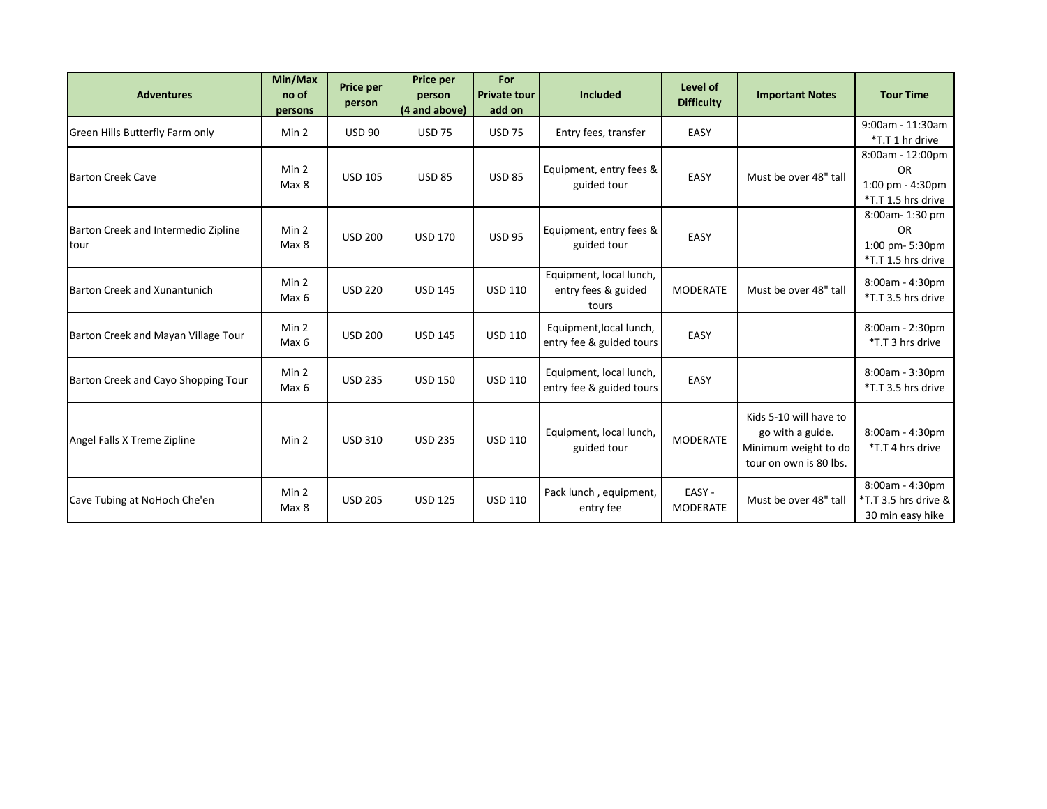| Adventures | Min/Max no of persons | Price per person | Price per person (4 and above) | For Private tour add on | Included | Level of Difficulty | Important Notes | Tour Time |
|---|---|---|---|---|---|---|---|---|
| Green Hills Butterfly Farm only | Min 2 | USD 90 | USD 75 | USD 75 | Entry fees, transfer | EASY | | 9:00am - 11:30am *T.T 1 hr drive |
| Barton Creek Cave | Min 2 Max 8 | USD 105 | USD 85 | USD 85 | Equipment, entry fees & guided tour | EASY | Must be over 48" tall | 8:00am - 12:00pm OR 1:00 pm - 4:30pm *T.T 1.5 hrs drive |
| Barton Creek and Intermedio Zipline tour | Min 2 Max 8 | USD 200 | USD 170 | USD 95 | Equipment, entry fees & guided tour | EASY | | 8:00am- 1:30 pm OR 1:00 pm- 5:30pm *T.T 1.5 hrs drive |
| Barton Creek and Xunantunich | Min 2 Max 6 | USD 220 | USD 145 | USD 110 | Equipment, local lunch, entry fees & guided tours | MODERATE | Must be over 48" tall | 8:00am - 4:30pm *T.T 3.5 hrs drive |
| Barton Creek and Mayan Village Tour | Min 2 Max 6 | USD 200 | USD 145 | USD 110 | Equipment,local lunch, entry fee & guided tours | EASY | | 8:00am - 2:30pm *T.T 3 hrs drive |
| Barton Creek and Cayo Shopping Tour | Min 2 Max 6 | USD 235 | USD 150 | USD 110 | Equipment, local lunch, entry fee & guided tours | EASY | | 8:00am - 3:30pm *T.T 3.5 hrs drive |
| Angel Falls X Treme Zipline | Min 2 | USD 310 | USD 235 | USD 110 | Equipment, local lunch, guided tour | MODERATE | Kids 5-10 will have to go with a guide. Minimum weight to do tour on own is 80 lbs. | 8:00am - 4:30pm *T.T 4 hrs drive |
| Cave Tubing at NoHoch Che'en | Min 2 Max 8 | USD 205 | USD 125 | USD 110 | Pack lunch , equipment, entry fee | EASY - MODERATE | Must be over 48" tall | 8:00am - 4:30pm *T.T 3.5 hrs drive & 30 min easy hike |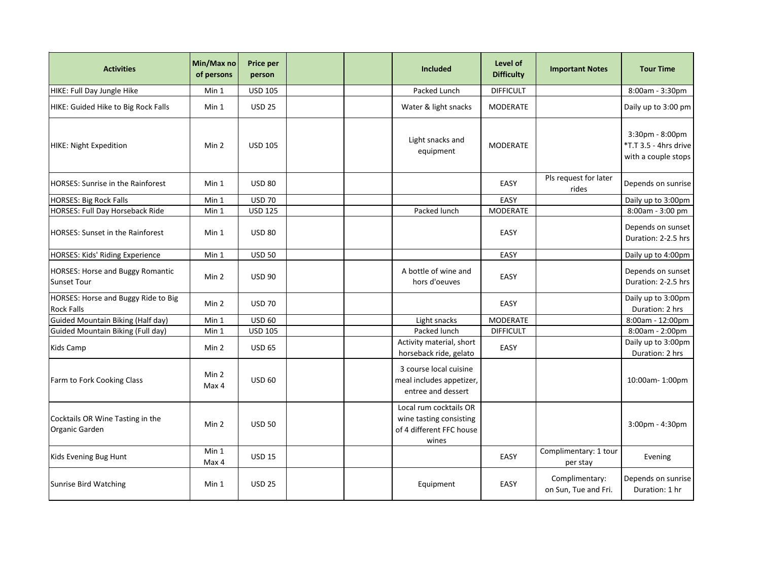| Activities | Min/Max no of persons | Price per person | | | Included | Level of Difficulty | Important Notes | Tour Time |
|---|---|---|---|---|---|---|---|---|
| HIKE: Full Day Jungle Hike | Min 1 | USD 105 | | | Packed Lunch | DIFFICULT | | 8:00am - 3:30pm |
| HIKE: Guided Hike to Big Rock Falls | Min 1 | USD 25 | | | Water & light snacks | MODERATE | | Daily up to 3:00 pm |
| HIKE: Night Expedition | Min 2 | USD 105 | | | Light snacks and equipment | MODERATE | | 3:30pm - 8:00pm *T.T 3.5 - 4hrs drive with a couple stops |
| HORSES: Sunrise in the Rainforest | Min 1 | USD 80 | | | | EASY | Pls request for later rides | Depends on sunrise |
| HORSES: Big Rock Falls | Min 1 | USD 70 | | | | EASY | | Daily up to 3:00pm |
| HORSES: Full Day Horseback Ride | Min 1 | USD 125 | | | Packed lunch | MODERATE | | 8:00am - 3:00 pm |
| HORSES: Sunset in the Rainforest | Min 1 | USD 80 | | | | EASY | | Depends on sunset Duration: 2-2.5 hrs |
| HORSES: Kids' Riding Experience | Min 1 | USD 50 | | | | EASY | | Daily up to 4:00pm |
| HORSES: Horse and Buggy Romantic Sunset Tour | Min 2 | USD 90 | | | A bottle of wine and hors d'oeuves | EASY | | Depends on sunset Duration: 2-2.5 hrs |
| HORSES: Horse and Buggy Ride to Big Rock Falls | Min 2 | USD 70 | | | | EASY | | Daily up to 3:00pm Duration: 2 hrs |
| Guided Mountain Biking (Half day) | Min 1 | USD 60 | | | Light snacks | MODERATE | | 8:00am - 12:00pm |
| Guided Mountain Biking (Full day) | Min 1 | USD 105 | | | Packed lunch | DIFFICULT | | 8:00am - 2:00pm |
| Kids Camp | Min 2 | USD 65 | | | Activity material, short horseback ride, gelato | EASY | | Daily up to 3:00pm Duration: 2 hrs |
| Farm to Fork Cooking Class | Min 2 Max 4 | USD 60 | | | 3 course local cuisine meal includes appetizer, entree and dessert | | | 10:00am- 1:00pm |
| Cocktails OR Wine Tasting in the Organic Garden | Min 2 | USD 50 | | | Local rum cocktails OR wine tasting consisting of 4 different FFC house wines | | | 3:00pm - 4:30pm |
| Kids Evening Bug Hunt | Min 1 Max 4 | USD 15 | | | | EASY | Complimentary: 1 tour per stay | Evening |
| Sunrise Bird Watching | Min 1 | USD 25 | | | Equipment | EASY | Complimentary: on Sun, Tue and Fri. | Depends on sunrise Duration: 1 hr |